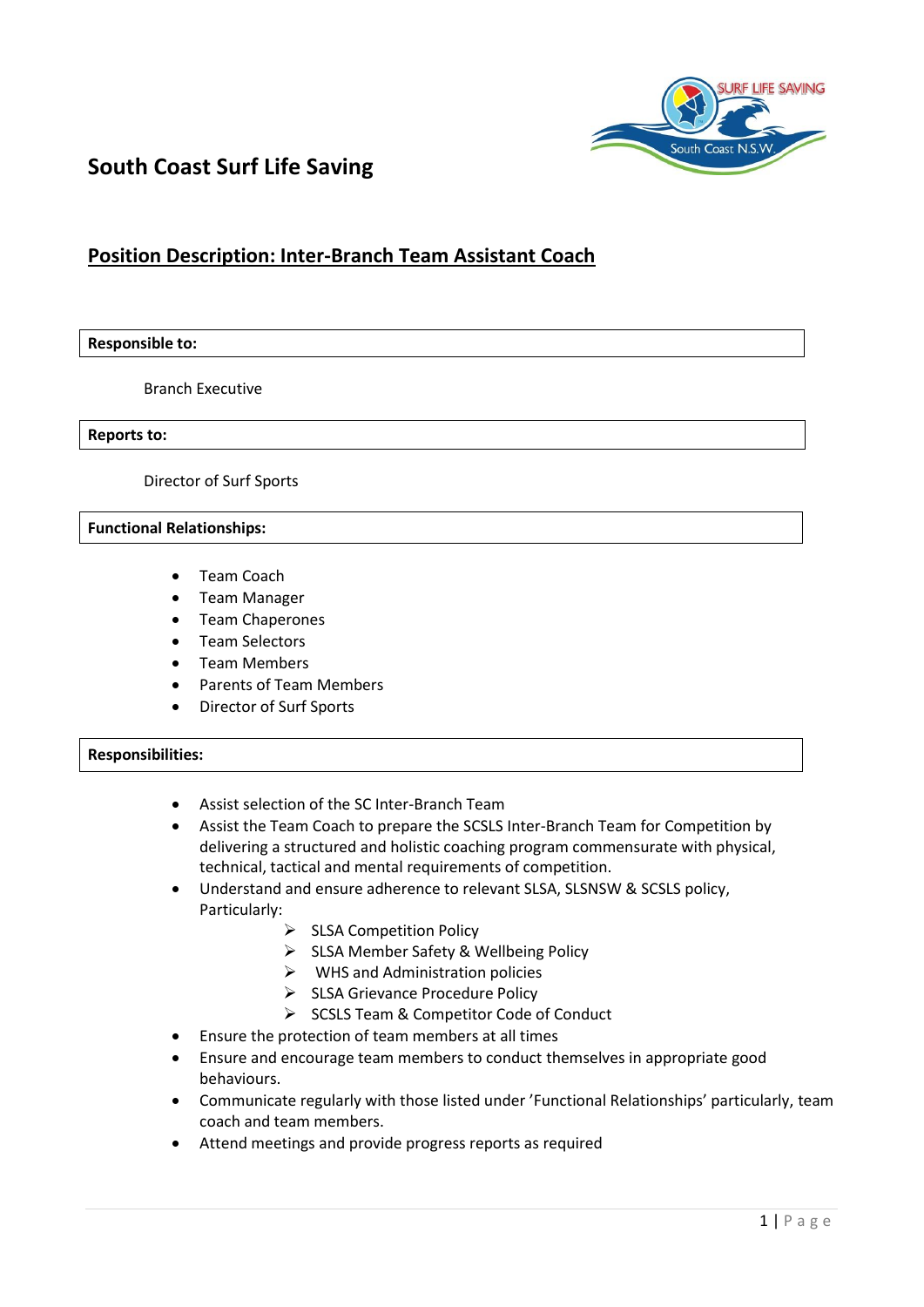# South Coast Surf Life Saving

## Position Description: Inter-Branch Team Assistant Coach

**Responsible to:**

Branch Executive

**Reports to:**

Director of Surf Sports

**Functional Relationships:**

- Team Coach
- Team Manager
- Team Chaperones
- Team Selectors
- Team Members
- Parents of Team Members
- Director of Surf Sports

**Responsibilities:**

- Assist selection of the SC Inter-Branch Team
- Assist the Team Coach to prepare the SCSLS Inter-Branch Team for Competition by delivering a structured and holistic coaching program commensurate with physical, technical, tactical and mental requirements of competition.
- Understand and ensure adherence to relevant SLSA, SLSNSW & SCSLS policy, Particularly:
  - SLSA Competition Policy
  - SLSA Member Safety & Wellbeing Policy
  - WHS and Administration policies
  - SLSA Grievance Procedure Policy
  - SCSLS Team & Competitor Code of Conduct
- Ensure the protection of team members at all times
- Ensure and encourage team members to conduct themselves in appropriate good behaviours.
- Communicate regularly with those listed under 'Functional Relationships' particularly, team coach and team members.
- Attend meetings and provide progress reports as required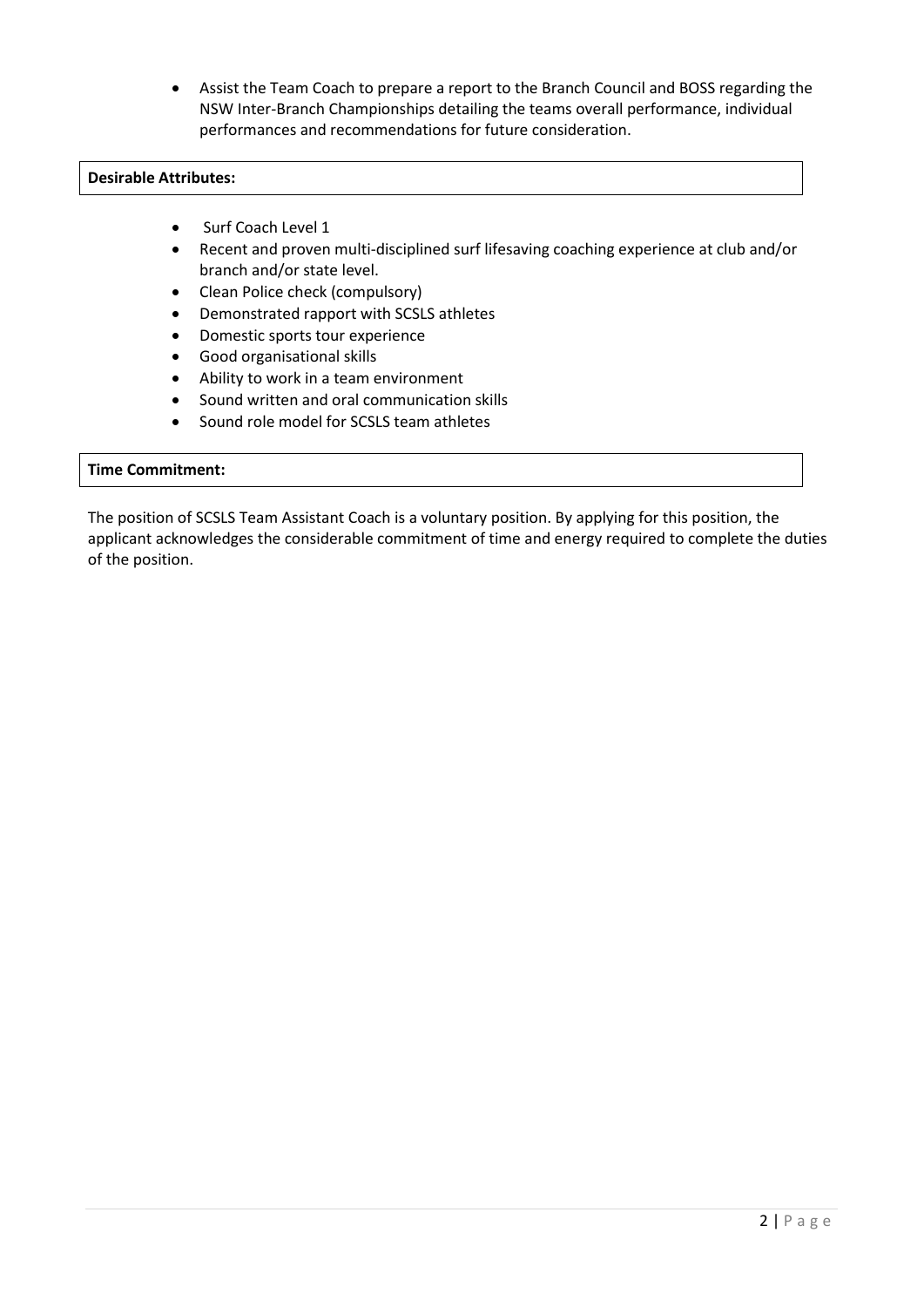- Assist the Team Coach to prepare a report to the Branch Council and BOSS regarding the NSW Inter-Branch Championships detailing the teams overall performance, individual performances and recommendations for future consideration.

**Desirable Attributes:**

- Surf Coach Level 1
- Recent and proven multi-disciplined surf lifesaving coaching experience at club and/or branch and/or state level.
- Clean Police check (compulsory)
- Demonstrated rapport with SCSLS athletes
- Domestic sports tour experience
- Good organisational skills
- Ability to work in a team environment
- Sound written and oral communication skills
- Sound role model for SCSLS team athletes

**Time Commitment:**

The position of SCSLS Team Assistant Coach is a voluntary position. By applying for this position, the applicant acknowledges the considerable commitment of time and energy required to complete the duties of the position.